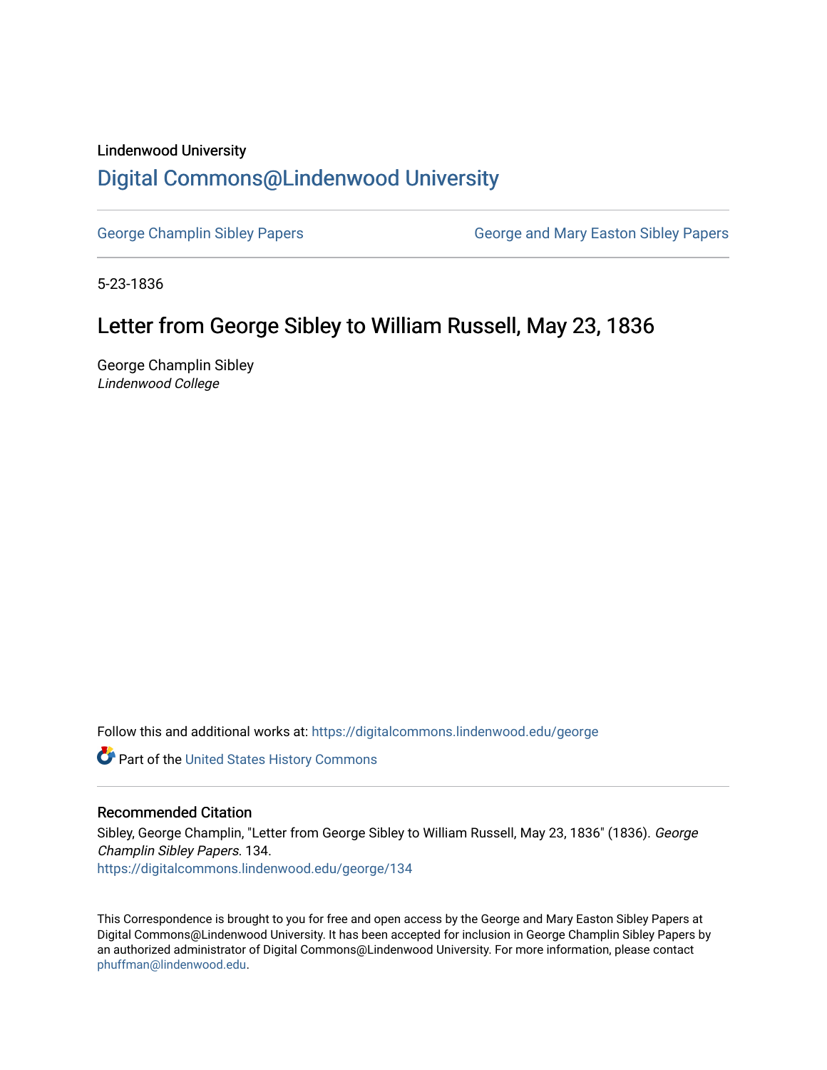Lindenwood University

# Digital Commons@Lindenwood University

George Champlin Sibley Papers | George and Mary Easton Sibley Papers

5-23-1836

## Letter from George Sibley to William Russell, May 23, 1836

George Champlin Sibley
*Lindenwood College*

Follow this and additional works at: https://digitalcommons.lindenwood.edu/george

Part of the United States History Commons

### Recommended Citation

Sibley, George Champlin, "Letter from George Sibley to William Russell, May 23, 1836" (1836). *George Champlin Sibley Papers*. 134.
https://digitalcommons.lindenwood.edu/george/134

This Correspondence is brought to you for free and open access by the George and Mary Easton Sibley Papers at Digital Commons@Lindenwood University. It has been accepted for inclusion in George Champlin Sibley Papers by an authorized administrator of Digital Commons@Lindenwood University. For more information, please contact phuffman@lindenwood.edu.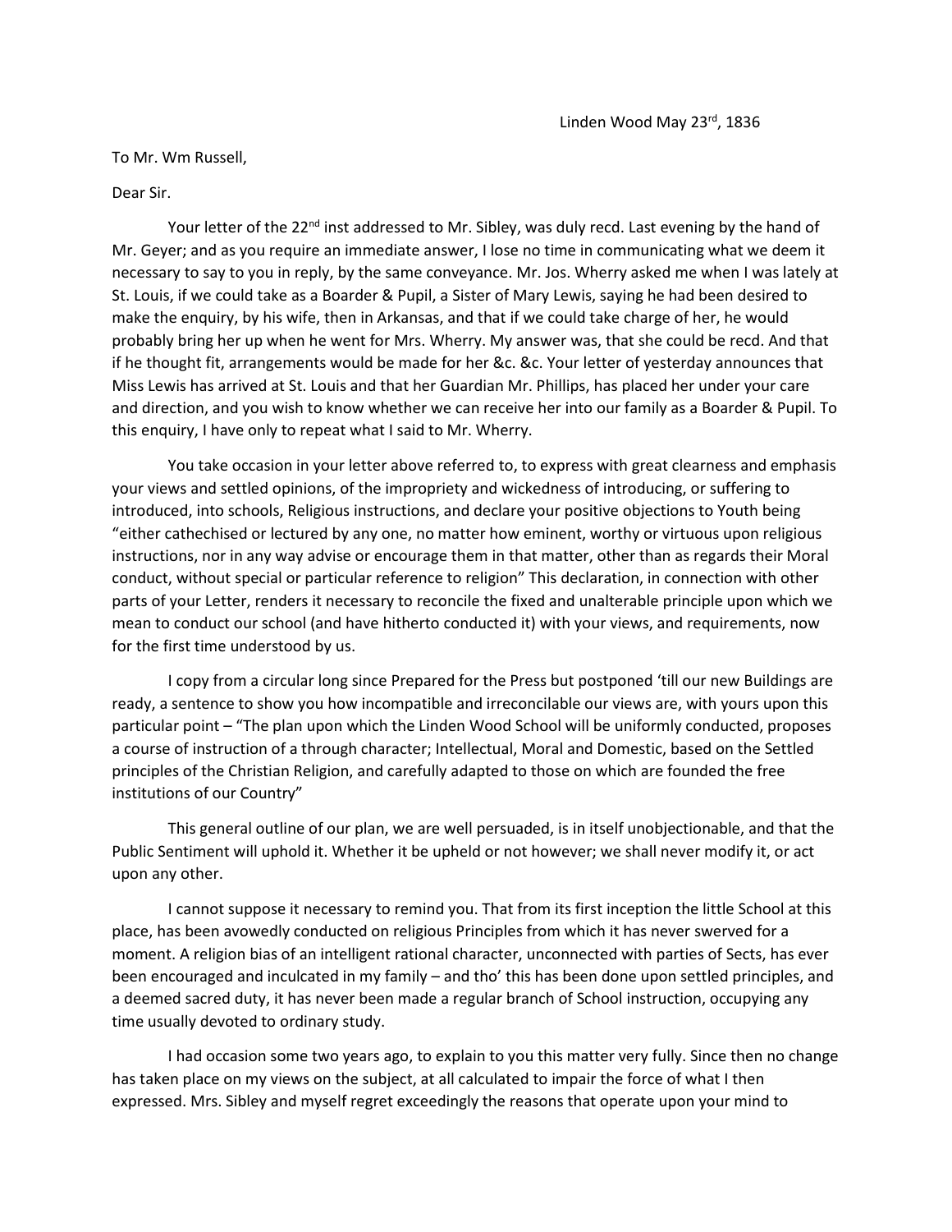Linden Wood May 23rd, 1836

To Mr. Wm Russell,

Dear Sir.

Your letter of the 22nd inst addressed to Mr. Sibley, was duly recd. Last evening by the hand of Mr. Geyer; and as you require an immediate answer, I lose no time in communicating what we deem it necessary to say to you in reply, by the same conveyance. Mr. Jos. Wherry asked me when I was lately at St. Louis, if we could take as a Boarder & Pupil, a Sister of Mary Lewis, saying he had been desired to make the enquiry, by his wife, then in Arkansas, and that if we could take charge of her, he would probably bring her up when he went for Mrs. Wherry. My answer was, that she could be recd. And that if he thought fit, arrangements would be made for her &c. &c. Your letter of yesterday announces that Miss Lewis has arrived at St. Louis and that her Guardian Mr. Phillips, has placed her under your care and direction, and you wish to know whether we can receive her into our family as a Boarder & Pupil. To this enquiry, I have only to repeat what I said to Mr. Wherry.

You take occasion in your letter above referred to, to express with great clearness and emphasis your views and settled opinions, of the impropriety and wickedness of introducing, or suffering to introduced, into schools, Religious instructions, and declare your positive objections to Youth being "either cathechised or lectured by any one, no matter how eminent, worthy or virtuous upon religious instructions, nor in any way advise or encourage them in that matter, other than as regards their Moral conduct, without special or particular reference to religion" This declaration, in connection with other parts of your Letter, renders it necessary to reconcile the fixed and unalterable principle upon which we mean to conduct our school (and have hitherto conducted it) with your views, and requirements, now for the first time understood by us.

I copy from a circular long since Prepared for the Press but postponed 'till our new Buildings are ready, a sentence to show you how incompatible and irreconcilable our views are, with yours upon this particular point – "The plan upon which the Linden Wood School will be uniformly conducted, proposes a course of instruction of a through character; Intellectual, Moral and Domestic, based on the Settled principles of the Christian Religion, and carefully adapted to those on which are founded the free institutions of our Country"

This general outline of our plan, we are well persuaded, is in itself unobjectionable, and that the Public Sentiment will uphold it. Whether it be upheld or not however; we shall never modify it, or act upon any other.

I cannot suppose it necessary to remind you. That from its first inception the little School at this place, has been avowedly conducted on religious Principles from which it has never swerved for a moment. A religion bias of an intelligent rational character, unconnected with parties of Sects, has ever been encouraged and inculcated in my family – and tho' this has been done upon settled principles, and a deemed sacred duty, it has never been made a regular branch of School instruction, occupying any time usually devoted to ordinary study.

I had occasion some two years ago, to explain to you this matter very fully. Since then no change has taken place on my views on the subject, at all calculated to impair the force of what I then expressed. Mrs. Sibley and myself regret exceedingly the reasons that operate upon your mind to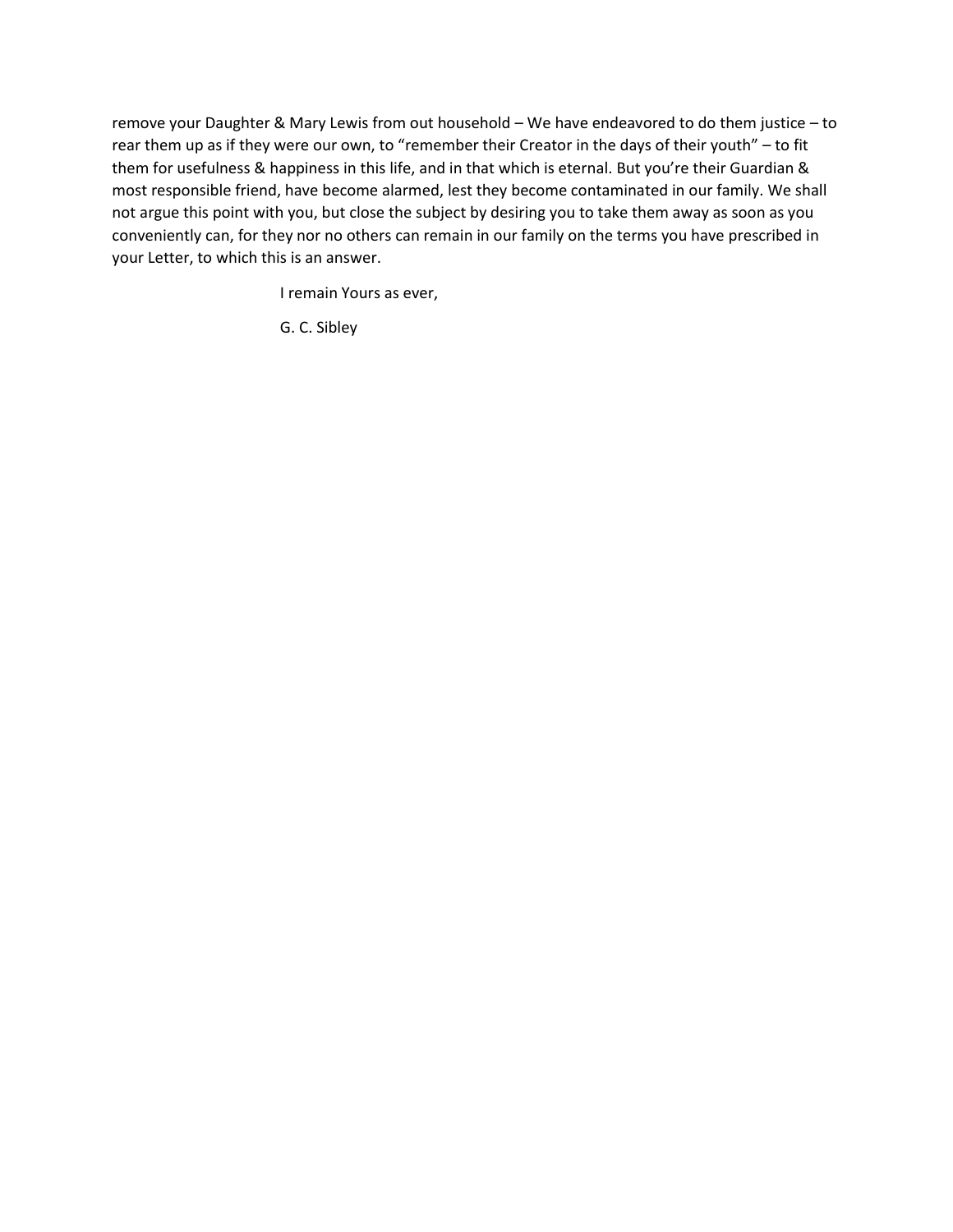remove your Daughter & Mary Lewis from out household – We have endeavored to do them justice – to rear them up as if they were our own, to "remember their Creator in the days of their youth" – to fit them for usefulness & happiness in this life, and in that which is eternal. But you're their Guardian & most responsible friend, have become alarmed, lest they become contaminated in our family. We shall not argue this point with you, but close the subject by desiring you to take them away as soon as you conveniently can, for they nor no others can remain in our family on the terms you have prescribed in your Letter, to which this is an answer.

I remain Yours as ever,

G. C. Sibley